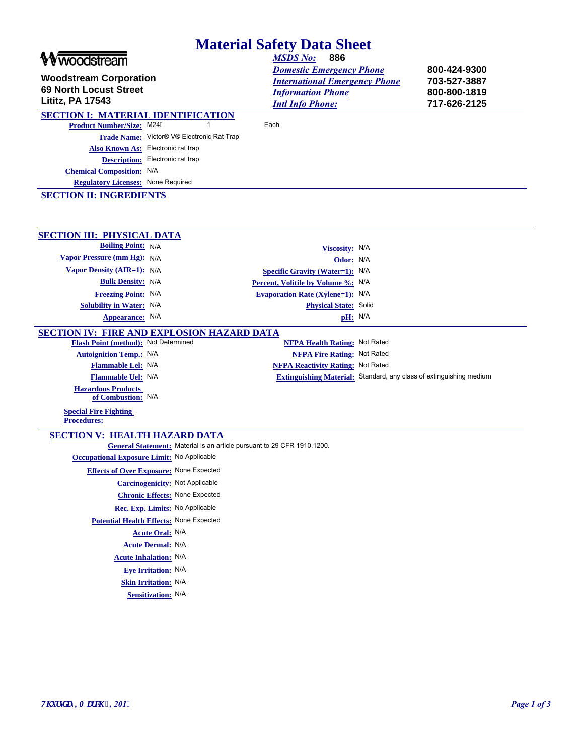# Material Safety Data Sheet

**woodstream**

**Woodstream Corporation**
**69 North Locust Street**
**Lititz, PA 17543**

| | |
|---|---|
| *MSDS No:* | **886** |
| *Domestic Emergency Phone* | **800-424-9300** |
| *International Emergency Phone* | **703-527-3887** |
| *Information Phone* | **800-800-1819** |
| *Intl Info Phone:* | **717-626-2125** |

## SECTION I: MATERIAL IDENTIFICATION

**Product Number/Size:** M24 1 Each

**Trade Name:** Victor® V® Electronic Rat Trap

**Also Known As:** Electronic rat trap

**Description:** Electronic rat trap

**Chemical Composition:** N/A

**Regulatory Licenses:** None Required

## SECTION II: INGREDIENTS

## SECTION III: PHYSICAL DATA

| | | | |
|---|---|---|---|
| **Boiling Point:** | N/A | **Viscosity:** | N/A |
| **Vapor Pressure (mm Hg):** | N/A | **Odor:** | N/A |
| **Vapor Density (AIR=1):** | N/A | **Specific Gravity (Water=1):** | N/A |
| **Bulk Density:** | N/A | **Percent, Volitile by Volume %:** | N/A |
| **Freezing Point:** | N/A | **Evaporation Rate (Xylene=1):** | N/A |
| **Solubility in Water:** | N/A | **Physical State:** | Solid |
| **Appearance:** | N/A | **pH:** | N/A |

## SECTION IV: FIRE AND EXPLOSION HAZARD DATA

| | | | |
|---|---|---|---|
| **Flash Point (method):** | Not Determined | **NFPA Health Rating:** | Not Rated |
| **Autoignition Temp.:** | N/A | **NFPA Fire Rating:** | Not Rated |
| **Flammable Lel:** | N/A | **NFPA Reactivity Rating:** | Not Rated |
| **Flammable Uel:** | N/A | **Extinguishing Material:** | Standard, any class of extinguishing medium |
| **Hazardous Products of Combustion:** | N/A | | |

**Special Fire Fighting Procedures:**

## SECTION V: HEALTH HAZARD DATA

**General Statement:** Material is an article pursuant to 29 CFR 1910.1200.

**Occupational Exposure Limit:** No Applicable

**Effects of Over Exposure:** None Expected

**Carcinogenicity:** Not Applicable

**Chronic Effects:** None Expected

**Rec. Exp. Limits:** No Applicable

**Potential Health Effects:** None Expected

**Acute Oral:** N/A

**Acute Dermal:** N/A

**Acute Inhalation:** N/A

**Eye Irritation:** N/A

**Skin Irritation:** N/A

**Sensitization:** N/A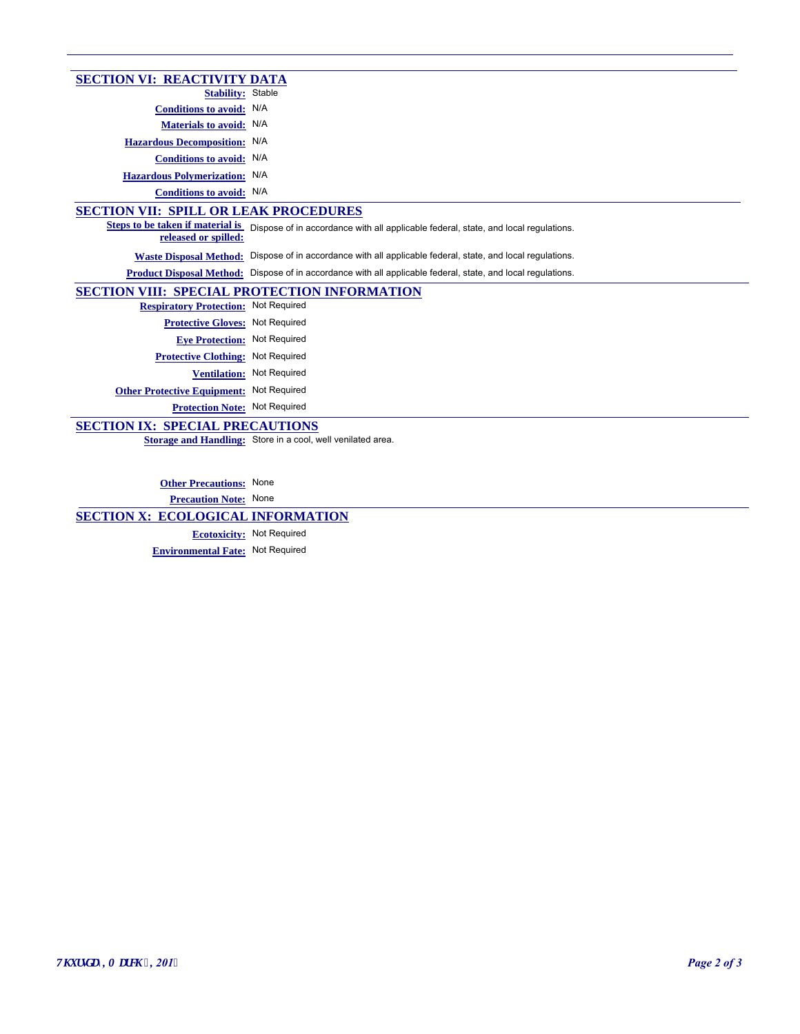## SECTION VI: REACTIVITY DATA

**Stability:** Stable

**Conditions to avoid:** N/A

**Materials to avoid:** N/A

**Hazardous Decomposition:** N/A

**Conditions to avoid:** N/A

**Hazardous Polymerization:** N/A

**Conditions to avoid:** N/A

## SECTION VII: SPILL OR LEAK PROCEDURES

**Steps to be taken if material is released or spilled:** Dispose of in accordance with all applicable federal, state, and local regulations.

**Waste Disposal Method:** Dispose of in accordance with all applicable federal, state, and local regulations.

**Product Disposal Method:** Dispose of in accordance with all applicable federal, state, and local regulations.

## SECTION VIII: SPECIAL PROTECTION INFORMATION

**Respiratory Protection:** Not Required

**Protective Gloves:** Not Required

**Eye Protection:** Not Required

**Protective Clothing:** Not Required

**Ventilation:** Not Required

**Other Protective Equipment:** Not Required

**Protection Note:** Not Required

## SECTION IX: SPECIAL PRECAUTIONS

**Storage and Handling:** Store in a cool, well venilated area.

**Other Precautions:** None

**Precaution Note:** None

## SECTION X: ECOLOGICAL INFORMATION

**Ecotoxicity:** Not Required

**Environmental Fate:** Not Required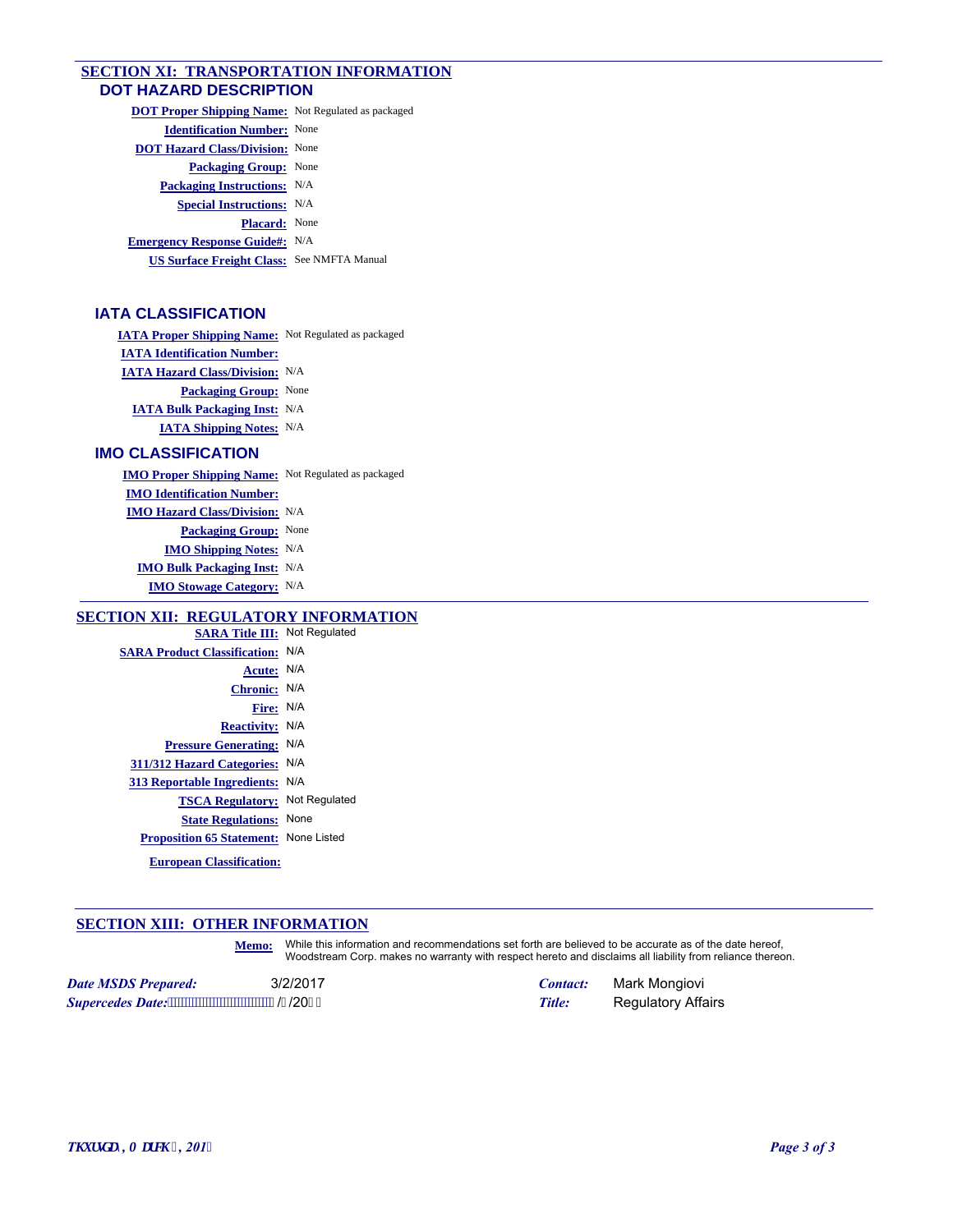## SECTION XI: TRANSPORTATION INFORMATION

### DOT HAZARD DESCRIPTION

**DOT Proper Shipping Name:** Not Regulated as packaged
**Identification Number:** None
**DOT Hazard Class/Division:** None
**Packaging Group:** None
**Packaging Instructions:** N/A
**Special Instructions:** N/A
**Placard:** None
**Emergency Response Guide#:** N/A
**US Surface Freight Class:** See NMFTA Manual

### IATA CLASSIFICATION

**IATA Proper Shipping Name:** Not Regulated as packaged
**IATA Identification Number:**
**IATA Hazard Class/Division:** N/A
**Packaging Group:** None
**IATA Bulk Packaging Inst:** N/A
**IATA Shipping Notes:** N/A

### IMO CLASSIFICATION

**IMO Proper Shipping Name:** Not Regulated as packaged
**IMO Identification Number:**
**IMO Hazard Class/Division:** N/A
**Packaging Group:** None
**IMO Shipping Notes:** N/A
**IMO Bulk Packaging Inst:** N/A
**IMO Stowage Category:** N/A

## SECTION XII: REGULATORY INFORMATION

**SARA Title III:** Not Regulated
**SARA Product Classification:** N/A
**Acute:** N/A
**Chronic:** N/A
**Fire:** N/A
**Reactivity:** N/A
**Pressure Generating:** N/A
**311/312 Hazard Categories:** N/A
**313 Reportable Ingredients:** N/A
**TSCA Regulatory:** Not Regulated
**State Regulations:** None
**Proposition 65 Statement:** None Listed

**European Classification:**

## SECTION XIII: OTHER INFORMATION

**Memo:** While this information and recommendations set forth are believed to be accurate as of the date hereof, Woodstream Corp. makes no warranty with respect hereto and disclaims all liability from reliance thereon.

*Date MSDS Prepared:* 3/2/2017
*Supercedes Date:* /  /20

*Contact:* Mark Mongiovi
*Title:* Regulatory Affairs